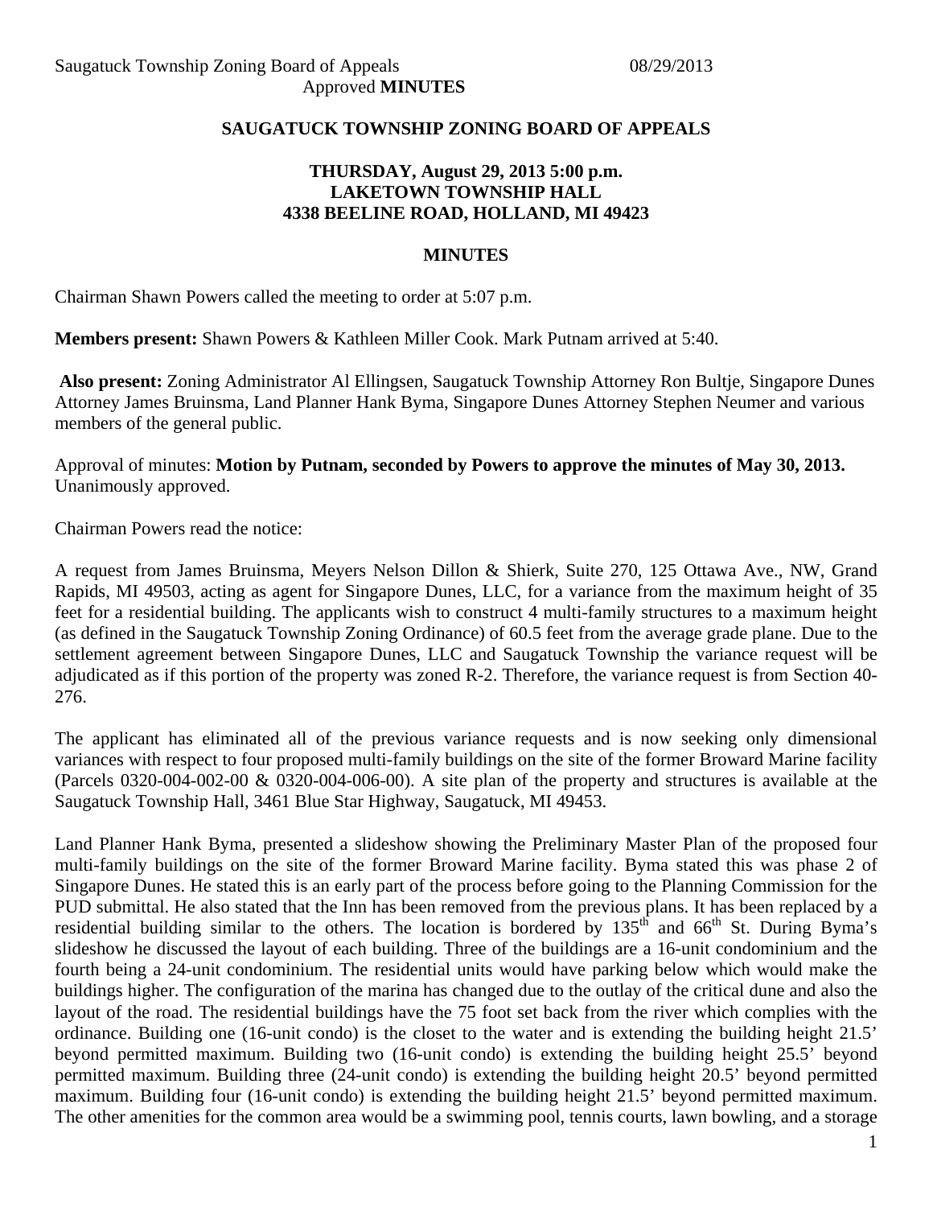Saugatuck Township Zoning Board of Appeals 08/29/2013

Approved **MINUTES**

## SAUGATUCK TOWNSHIP ZONING BOARD OF APPEALS

### THURSDAY, August 29, 2013 5:00 p.m.
### LAKETOWN TOWNSHIP HALL
### 4338 BEELINE ROAD, HOLLAND, MI 49423

### MINUTES

Chairman Shawn Powers called the meeting to order at 5:07 p.m.

**Members present:** Shawn Powers & Kathleen Miller Cook. Mark Putnam arrived at 5:40.

**Also present:** Zoning Administrator Al Ellingsen, Saugatuck Township Attorney Ron Bultje, Singapore Dunes Attorney James Bruinsma, Land Planner Hank Byma, Singapore Dunes Attorney Stephen Neumer and various members of the general public.

Approval of minutes: **Motion by Putnam, seconded by Powers to approve the minutes of May 30, 2013.** Unanimously approved.

Chairman Powers read the notice:

A request from James Bruinsma, Meyers Nelson Dillon & Shierk, Suite 270, 125 Ottawa Ave., NW, Grand Rapids, MI 49503, acting as agent for Singapore Dunes, LLC, for a variance from the maximum height of 35 feet for a residential building. The applicants wish to construct 4 multi-family structures to a maximum height (as defined in the Saugatuck Township Zoning Ordinance) of 60.5 feet from the average grade plane. Due to the settlement agreement between Singapore Dunes, LLC and Saugatuck Township the variance request will be adjudicated as if this portion of the property was zoned R-2. Therefore, the variance request is from Section 40-276.

The applicant has eliminated all of the previous variance requests and is now seeking only dimensional variances with respect to four proposed multi-family buildings on the site of the former Broward Marine facility (Parcels 0320-004-002-00 & 0320-004-006-00). A site plan of the property and structures is available at the Saugatuck Township Hall, 3461 Blue Star Highway, Saugatuck, MI 49453.

Land Planner Hank Byma, presented a slideshow showing the Preliminary Master Plan of the proposed four multi-family buildings on the site of the former Broward Marine facility. Byma stated this was phase 2 of Singapore Dunes. He stated this is an early part of the process before going to the Planning Commission for the PUD submittal. He also stated that the Inn has been removed from the previous plans. It has been replaced by a residential building similar to the others. The location is bordered by 135th and 66th St. During Byma's slideshow he discussed the layout of each building. Three of the buildings are a 16-unit condominium and the fourth being a 24-unit condominium. The residential units would have parking below which would make the buildings higher. The configuration of the marina has changed due to the outlay of the critical dune and also the layout of the road. The residential buildings have the 75 foot set back from the river which complies with the ordinance. Building one (16-unit condo) is the closet to the water and is extending the building height 21.5' beyond permitted maximum. Building two (16-unit condo) is extending the building height 25.5' beyond permitted maximum. Building three (24-unit condo) is extending the building height 20.5' beyond permitted maximum. Building four (16-unit condo) is extending the building height 21.5' beyond permitted maximum. The other amenities for the common area would be a swimming pool, tennis courts, lawn bowling, and a storage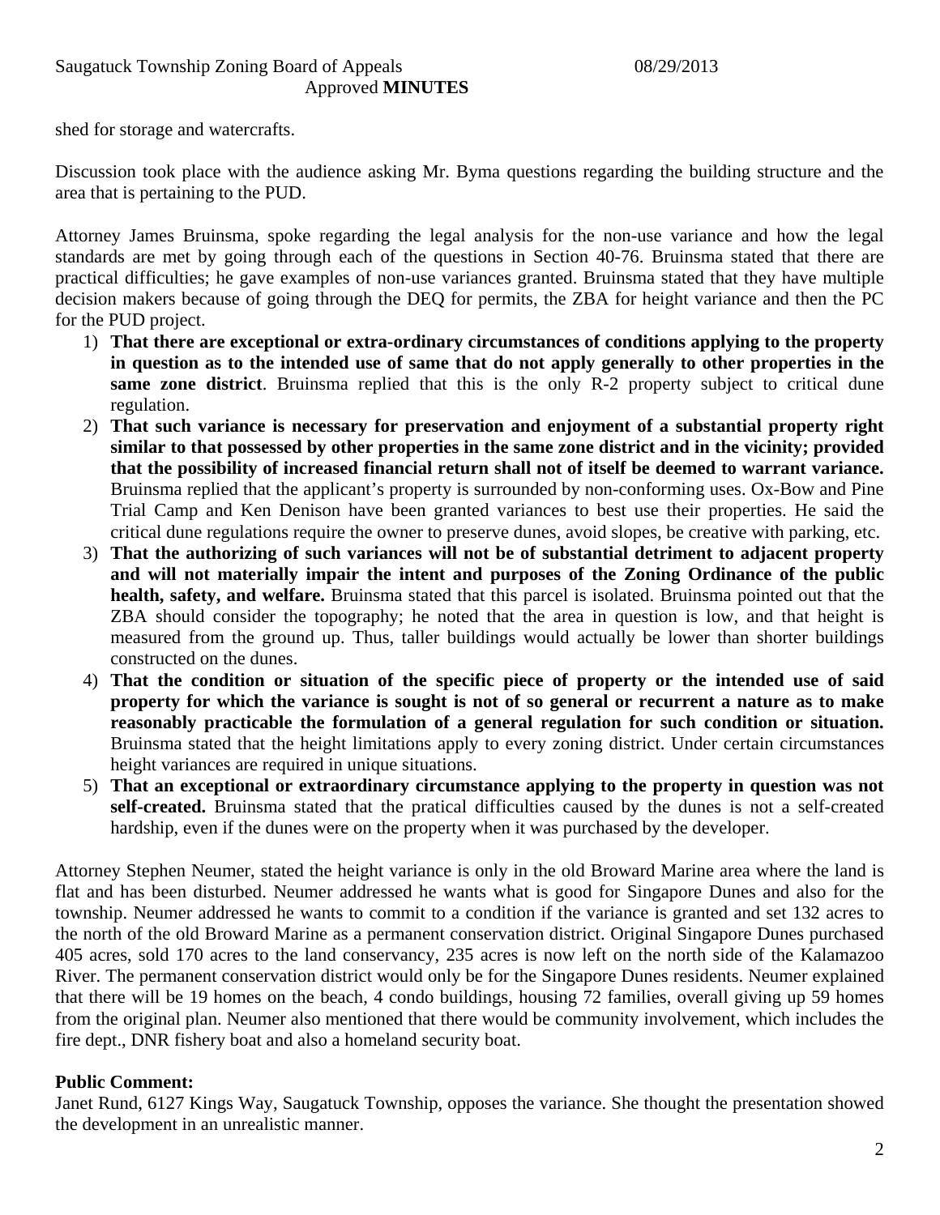shed for storage and watercrafts.

Discussion took place with the audience asking Mr. Byma questions regarding the building structure and the area that is pertaining to the PUD.

Attorney James Bruinsma, spoke regarding the legal analysis for the non-use variance and how the legal standards are met by going through each of the questions in Section 40-76. Bruinsma stated that there are practical difficulties; he gave examples of non-use variances granted. Bruinsma stated that they have multiple decision makers because of going through the DEQ for permits, the ZBA for height variance and then the PC for the PUD project.

1) **That there are exceptional or extra-ordinary circumstances of conditions applying to the property in question as to the intended use of same that do not apply generally to other properties in the same zone district**. Bruinsma replied that this is the only R-2 property subject to critical dune regulation.
2) **That such variance is necessary for preservation and enjoyment of a substantial property right similar to that possessed by other properties in the same zone district and in the vicinity; provided that the possibility of increased financial return shall not of itself be deemed to warrant variance.** Bruinsma replied that the applicant's property is surrounded by non-conforming uses. Ox-Bow and Pine Trial Camp and Ken Denison have been granted variances to best use their properties. He said the critical dune regulations require the owner to preserve dunes, avoid slopes, be creative with parking, etc.
3) **That the authorizing of such variances will not be of substantial detriment to adjacent property and will not materially impair the intent and purposes of the Zoning Ordinance of the public health, safety, and welfare.** Bruinsma stated that this parcel is isolated. Bruinsma pointed out that the ZBA should consider the topography; he noted that the area in question is low, and that height is measured from the ground up. Thus, taller buildings would actually be lower than shorter buildings constructed on the dunes.
4) **That the condition or situation of the specific piece of property or the intended use of said property for which the variance is sought is not of so general or recurrent a nature as to make reasonably practicable the formulation of a general regulation for such condition or situation.** Bruinsma stated that the height limitations apply to every zoning district. Under certain circumstances height variances are required in unique situations.
5) **That an exceptional or extraordinary circumstance applying to the property in question was not self-created.** Bruinsma stated that the pratical difficulties caused by the dunes is not a self-created hardship, even if the dunes were on the property when it was purchased by the developer.

Attorney Stephen Neumer, stated the height variance is only in the old Broward Marine area where the land is flat and has been disturbed. Neumer addressed he wants what is good for Singapore Dunes and also for the township. Neumer addressed he wants to commit to a condition if the variance is granted and set 132 acres to the north of the old Broward Marine as a permanent conservation district. Original Singapore Dunes purchased 405 acres, sold 170 acres to the land conservancy, 235 acres is now left on the north side of the Kalamazoo River. The permanent conservation district would only be for the Singapore Dunes residents. Neumer explained that there will be 19 homes on the beach, 4 condo buildings, housing 72 families, overall giving up 59 homes from the original plan. Neumer also mentioned that there would be community involvement, which includes the fire dept., DNR fishery boat and also a homeland security boat.

**Public Comment:**

Janet Rund, 6127 Kings Way, Saugatuck Township, opposes the variance. She thought the presentation showed the development in an unrealistic manner.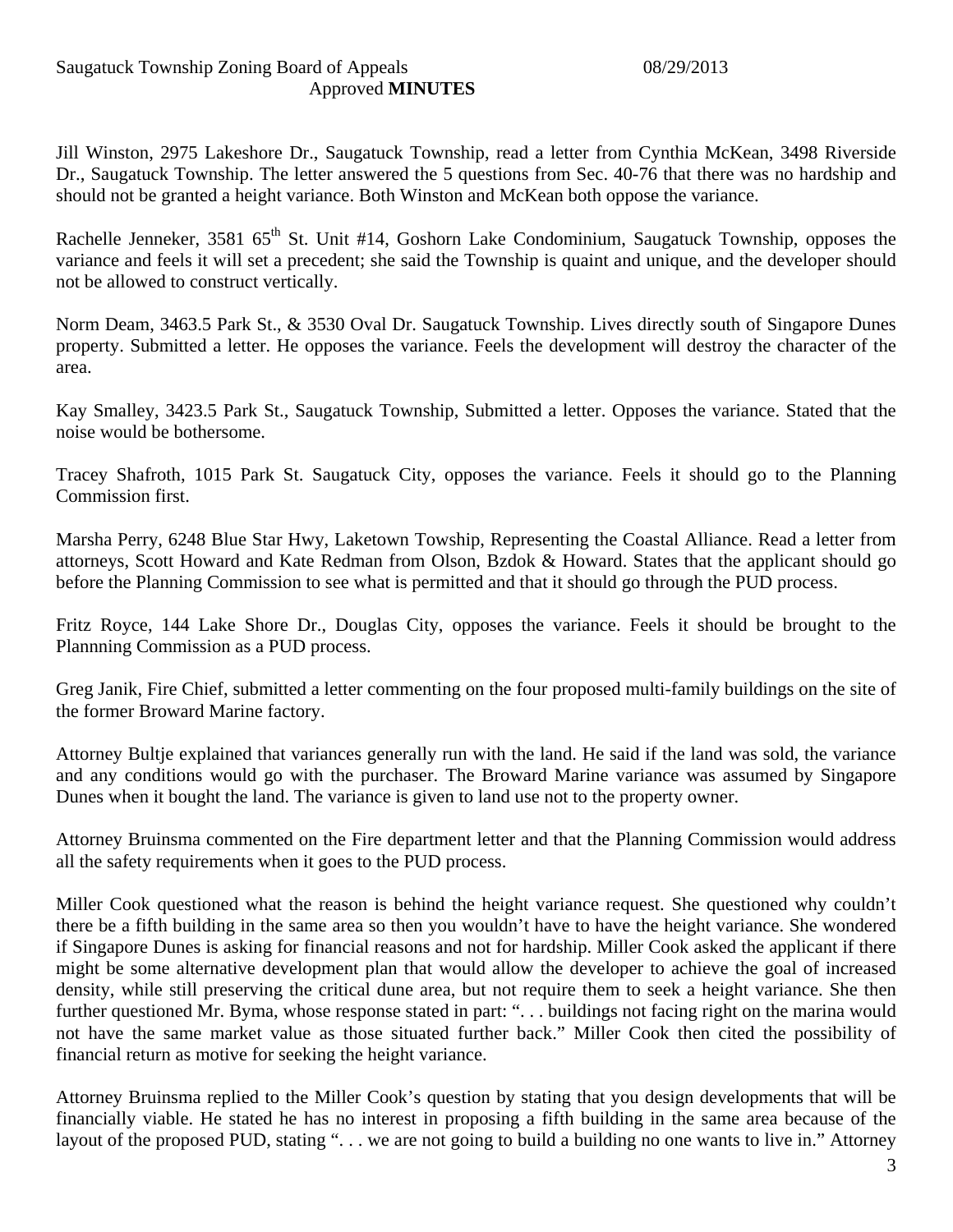Jill Winston, 2975 Lakeshore Dr., Saugatuck Township, read a letter from Cynthia McKean, 3498 Riverside Dr., Saugatuck Township. The letter answered the 5 questions from Sec. 40-76 that there was no hardship and should not be granted a height variance. Both Winston and McKean both oppose the variance.

Rachelle Jenneker, 3581 65th St. Unit #14, Goshorn Lake Condominium, Saugatuck Township, opposes the variance and feels it will set a precedent; she said the Township is quaint and unique, and the developer should not be allowed to construct vertically.

Norm Deam, 3463.5 Park St., & 3530 Oval Dr. Saugatuck Township. Lives directly south of Singapore Dunes property. Submitted a letter. He opposes the variance. Feels the development will destroy the character of the area.

Kay Smalley, 3423.5 Park St., Saugatuck Township, Submitted a letter. Opposes the variance. Stated that the noise would be bothersome.

Tracey Shafroth, 1015 Park St. Saugatuck City, opposes the variance. Feels it should go to the Planning Commission first.

Marsha Perry, 6248 Blue Star Hwy, Laketown Towship, Representing the Coastal Alliance. Read a letter from attorneys, Scott Howard and Kate Redman from Olson, Bzdok & Howard. States that the applicant should go before the Planning Commission to see what is permitted and that it should go through the PUD process.

Fritz Royce, 144 Lake Shore Dr., Douglas City, opposes the variance. Feels it should be brought to the Plannning Commission as a PUD process.

Greg Janik, Fire Chief, submitted a letter commenting on the four proposed multi-family buildings on the site of the former Broward Marine factory.

Attorney Bultje explained that variances generally run with the land. He said if the land was sold, the variance and any conditions would go with the purchaser. The Broward Marine variance was assumed by Singapore Dunes when it bought the land. The variance is given to land use not to the property owner.

Attorney Bruinsma commented on the Fire department letter and that the Planning Commission would address all the safety requirements when it goes to the PUD process.

Miller Cook questioned what the reason is behind the height variance request. She questioned why couldn't there be a fifth building in the same area so then you wouldn't have to have the height variance. She wondered if Singapore Dunes is asking for financial reasons and not for hardship. Miller Cook asked the applicant if there might be some alternative development plan that would allow the developer to achieve the goal of increased density, while still preserving the critical dune area, but not require them to seek a height variance. She then further questioned Mr. Byma, whose response stated in part: ". . . buildings not facing right on the marina would not have the same market value as those situated further back." Miller Cook then cited the possibility of financial return as motive for seeking the height variance.

Attorney Bruinsma replied to the Miller Cook's question by stating that you design developments that will be financially viable. He stated he has no interest in proposing a fifth building in the same area because of the layout of the proposed PUD, stating ". . . we are not going to build a building no one wants to live in." Attorney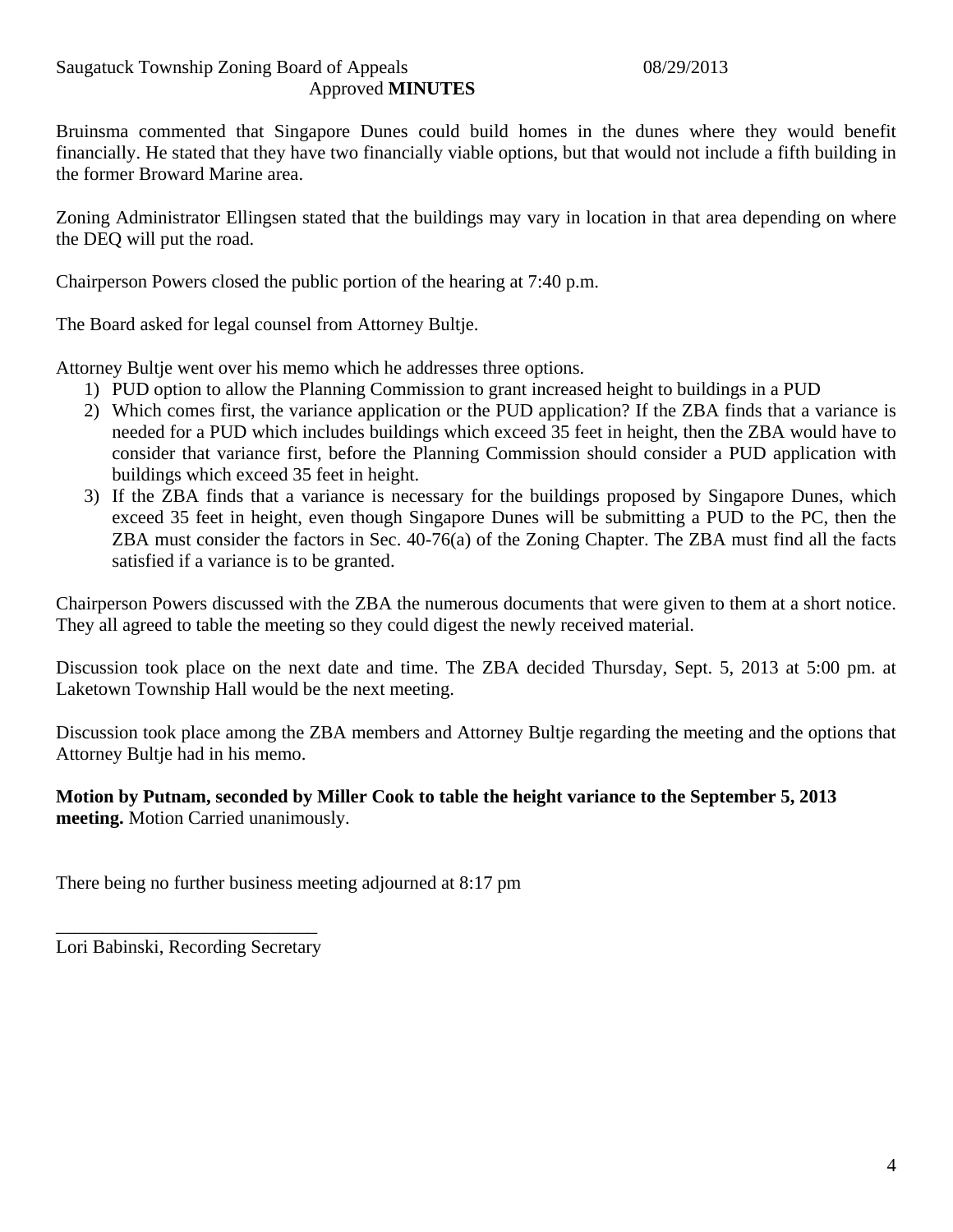Bruinsma commented that Singapore Dunes could build homes in the dunes where they would benefit financially. He stated that they have two financially viable options, but that would not include a fifth building in the former Broward Marine area.

Zoning Administrator Ellingsen stated that the buildings may vary in location in that area depending on where the DEQ will put the road.

Chairperson Powers closed the public portion of the hearing at 7:40 p.m.

The Board asked for legal counsel from Attorney Bultje.

Attorney Bultje went over his memo which he addresses three options.

1) PUD option to allow the Planning Commission to grant increased height to buildings in a PUD
2) Which comes first, the variance application or the PUD application? If the ZBA finds that a variance is needed for a PUD which includes buildings which exceed 35 feet in height, then the ZBA would have to consider that variance first, before the Planning Commission should consider a PUD application with buildings which exceed 35 feet in height.
3) If the ZBA finds that a variance is necessary for the buildings proposed by Singapore Dunes, which exceed 35 feet in height, even though Singapore Dunes will be submitting a PUD to the PC, then the ZBA must consider the factors in Sec. 40-76(a) of the Zoning Chapter. The ZBA must find all the facts satisfied if a variance is to be granted.

Chairperson Powers discussed with the ZBA the numerous documents that were given to them at a short notice. They all agreed to table the meeting so they could digest the newly received material.

Discussion took place on the next date and time. The ZBA decided Thursday, Sept. 5, 2013 at 5:00 pm. at Laketown Township Hall would be the next meeting.

Discussion took place among the ZBA members and Attorney Bultje regarding the meeting and the options that Attorney Bultje had in his memo.

**Motion by Putnam, seconded by Miller Cook to table the height variance to the September 5, 2013 meeting.** Motion Carried unanimously.

There being no further business meeting adjourned at 8:17 pm

\_\_\_\_\_\_\_\_\_\_\_\_\_\_\_\_\_\_\_\_\_\_\_\_\_\_\_\_

Lori Babinski, Recording Secretary